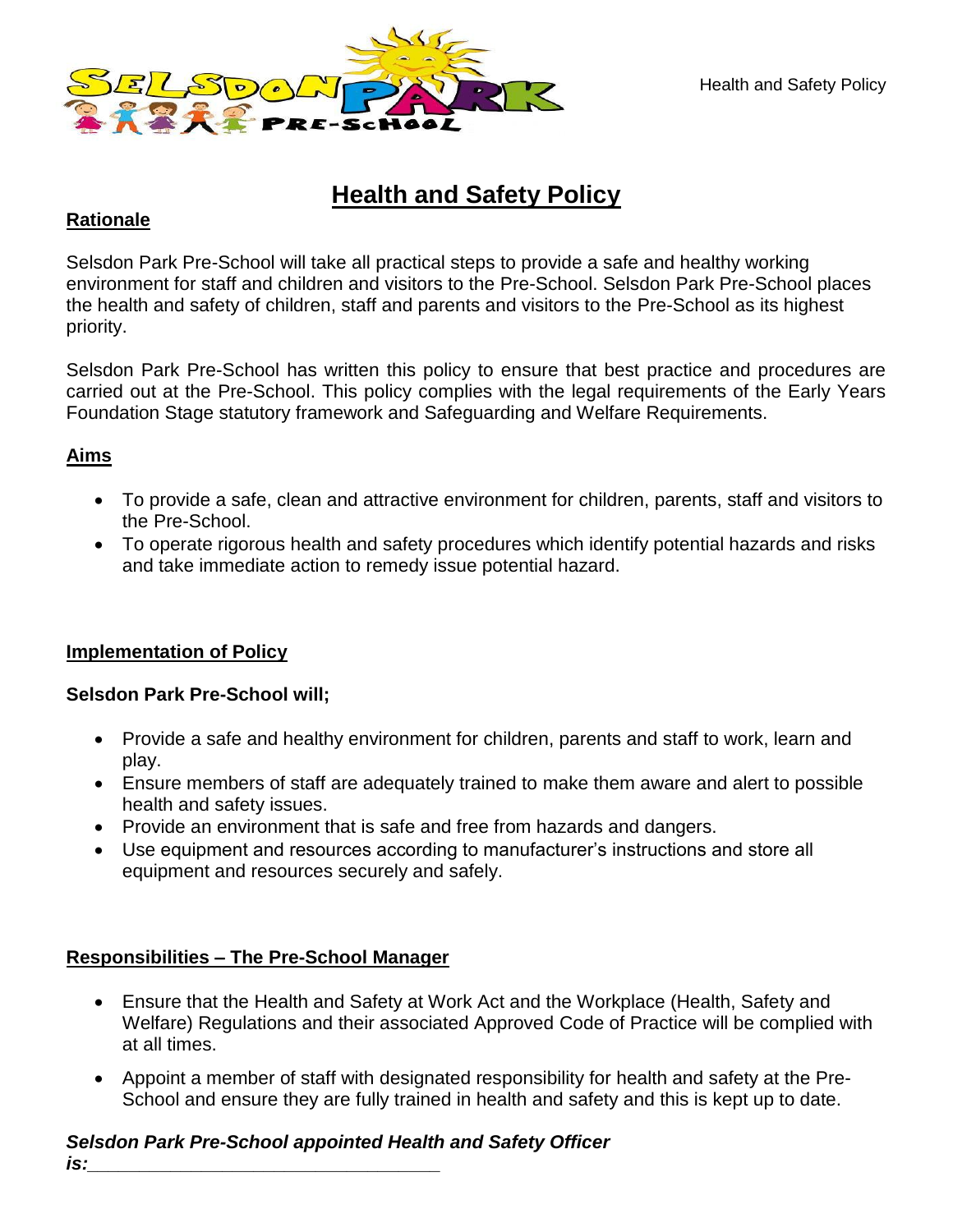# Health and Safety Policy

## Rationale

Selsdon Park Pre-School will take all practical steps to provide a safe and healthy working environment for staff and children and visitors to the Pre-School. Selsdon Park Pre-School places the health and safety of children, staff and parents and visitors to the Pre-School as its highest priority.

Selsdon Park Pre-School has written this policy to ensure that best practice and procedures are carried out at the Pre-School. This policy complies with the legal requirements of the Early Years Foundation Stage statutory framework and Safeguarding and Welfare Requirements.

## Aims

- To provide a safe, clean and attractive environment for children, parents, staff and visitors to the Pre-School.
- To operate rigorous health and safety procedures which identify potential hazards and risks and take immediate action to remedy issue potential hazard.

## Implementation of Policy

**Selsdon Park Pre-School will;**

- Provide a safe and healthy environment for children, parents and staff to work, learn and play.
- Ensure members of staff are adequately trained to make them aware and alert to possible health and safety issues.
- Provide an environment that is safe and free from hazards and dangers.
- Use equipment and resources according to manufacturer's instructions and store all equipment and resources securely and safely.

## Responsibilities – The Pre-School Manager

- Ensure that the Health and Safety at Work Act and the Workplace (Health, Safety and Welfare) Regulations and their associated Approved Code of Practice will be complied with at all times.
- Appoint a member of staff with designated responsibility for health and safety at the Pre-School and ensure they are fully trained in health and safety and this is kept up to date.

***Selsdon Park Pre-School appointed Health and Safety Officer is:___________________________________***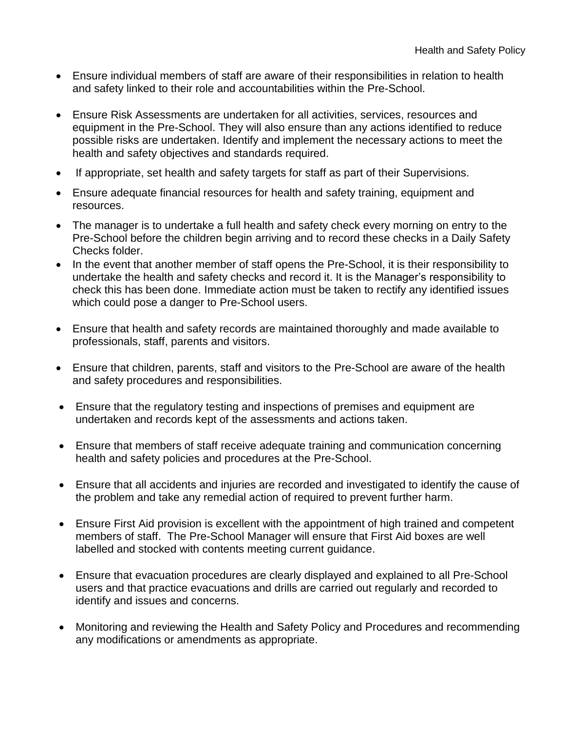- Ensure individual members of staff are aware of their responsibilities in relation to health and safety linked to their role and accountabilities within the Pre-School.
- Ensure Risk Assessments are undertaken for all activities, services, resources and equipment in the Pre-School. They will also ensure than any actions identified to reduce possible risks are undertaken. Identify and implement the necessary actions to meet the health and safety objectives and standards required.
- If appropriate, set health and safety targets for staff as part of their Supervisions.
- Ensure adequate financial resources for health and safety training, equipment and resources.
- The manager is to undertake a full health and safety check every morning on entry to the Pre-School before the children begin arriving and to record these checks in a Daily Safety Checks folder.
- In the event that another member of staff opens the Pre-School, it is their responsibility to undertake the health and safety checks and record it. It is the Manager's responsibility to check this has been done. Immediate action must be taken to rectify any identified issues which could pose a danger to Pre-School users.
- Ensure that health and safety records are maintained thoroughly and made available to professionals, staff, parents and visitors.
- Ensure that children, parents, staff and visitors to the Pre-School are aware of the health and safety procedures and responsibilities.
- Ensure that the regulatory testing and inspections of premises and equipment are undertaken and records kept of the assessments and actions taken.
- Ensure that members of staff receive adequate training and communication concerning health and safety policies and procedures at the Pre-School.
- Ensure that all accidents and injuries are recorded and investigated to identify the cause of the problem and take any remedial action of required to prevent further harm.
- Ensure First Aid provision is excellent with the appointment of high trained and competent members of staff. The Pre-School Manager will ensure that First Aid boxes are well labelled and stocked with contents meeting current guidance.
- Ensure that evacuation procedures are clearly displayed and explained to all Pre-School users and that practice evacuations and drills are carried out regularly and recorded to identify and issues and concerns.
- Monitoring and reviewing the Health and Safety Policy and Procedures and recommending any modifications or amendments as appropriate.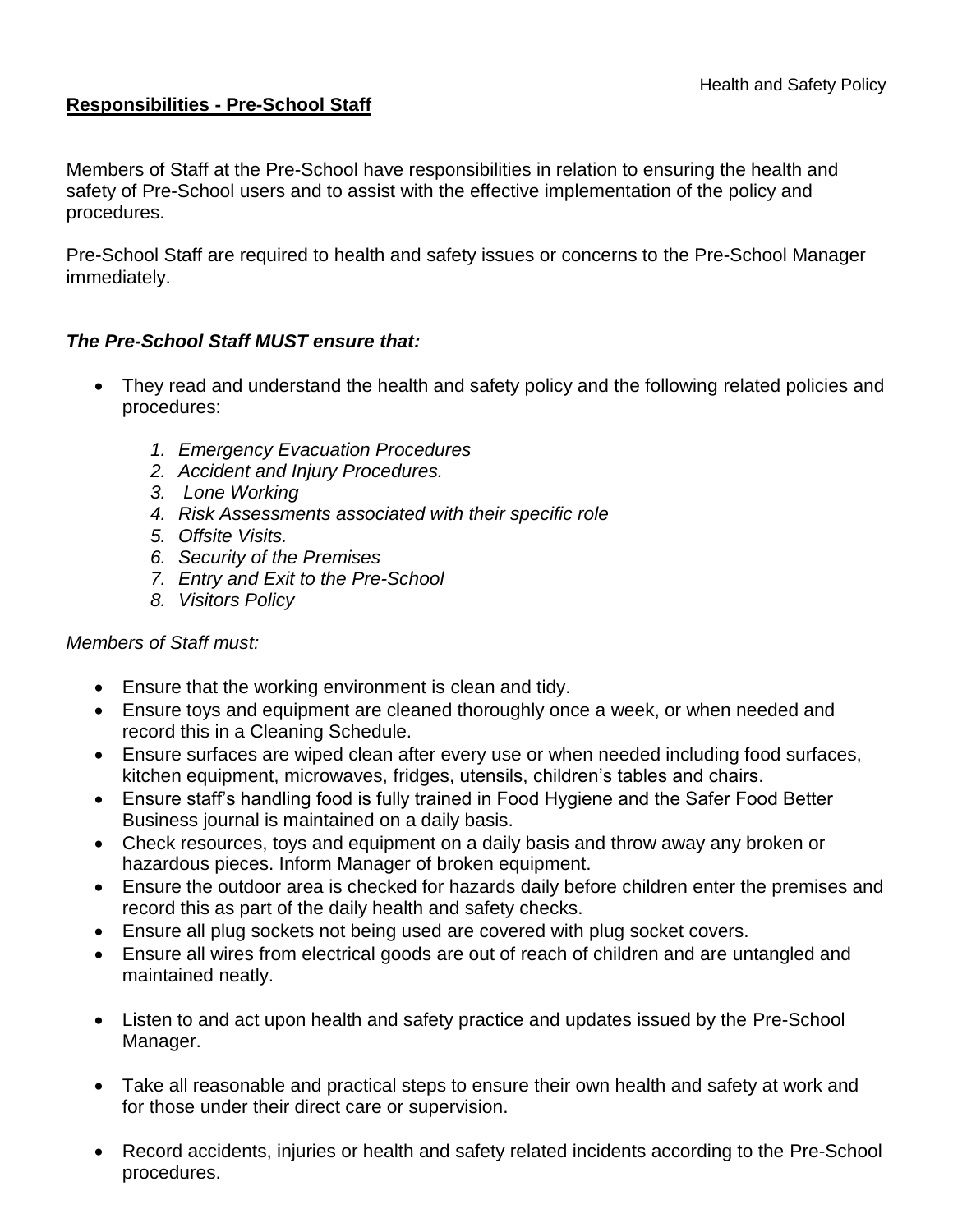**Responsibilities - Pre-School Staff**

Members of Staff at the Pre-School have responsibilities in relation to ensuring the health and safety of Pre-School users and to assist with the effective implementation of the policy and procedures.

Pre-School Staff are required to health and safety issues or concerns to the Pre-School Manager immediately.

***The Pre-School Staff MUST ensure that:***

- They read and understand the health and safety policy and the following related policies and procedures:
    1. *Emergency Evacuation Procedures*
    2. *Accident and Injury Procedures.*
    3. *Lone Working*
    4. *Risk Assessments associated with their specific role*
    5. *Offsite Visits.*
    6. *Security of the Premises*
    7. *Entry and Exit to the Pre-School*
    8. *Visitors Policy*

*Members of Staff must:*

- Ensure that the working environment is clean and tidy.
- Ensure toys and equipment are cleaned thoroughly once a week, or when needed and record this in a Cleaning Schedule.
- Ensure surfaces are wiped clean after every use or when needed including food surfaces, kitchen equipment, microwaves, fridges, utensils, children's tables and chairs.
- Ensure staff's handling food is fully trained in Food Hygiene and the Safer Food Better Business journal is maintained on a daily basis.
- Check resources, toys and equipment on a daily basis and throw away any broken or hazardous pieces. Inform Manager of broken equipment.
- Ensure the outdoor area is checked for hazards daily before children enter the premises and record this as part of the daily health and safety checks.
- Ensure all plug sockets not being used are covered with plug socket covers.
- Ensure all wires from electrical goods are out of reach of children and are untangled and maintained neatly.
- Listen to and act upon health and safety practice and updates issued by the Pre-School Manager.
- Take all reasonable and practical steps to ensure their own health and safety at work and for those under their direct care or supervision.
- Record accidents, injuries or health and safety related incidents according to the Pre-School procedures.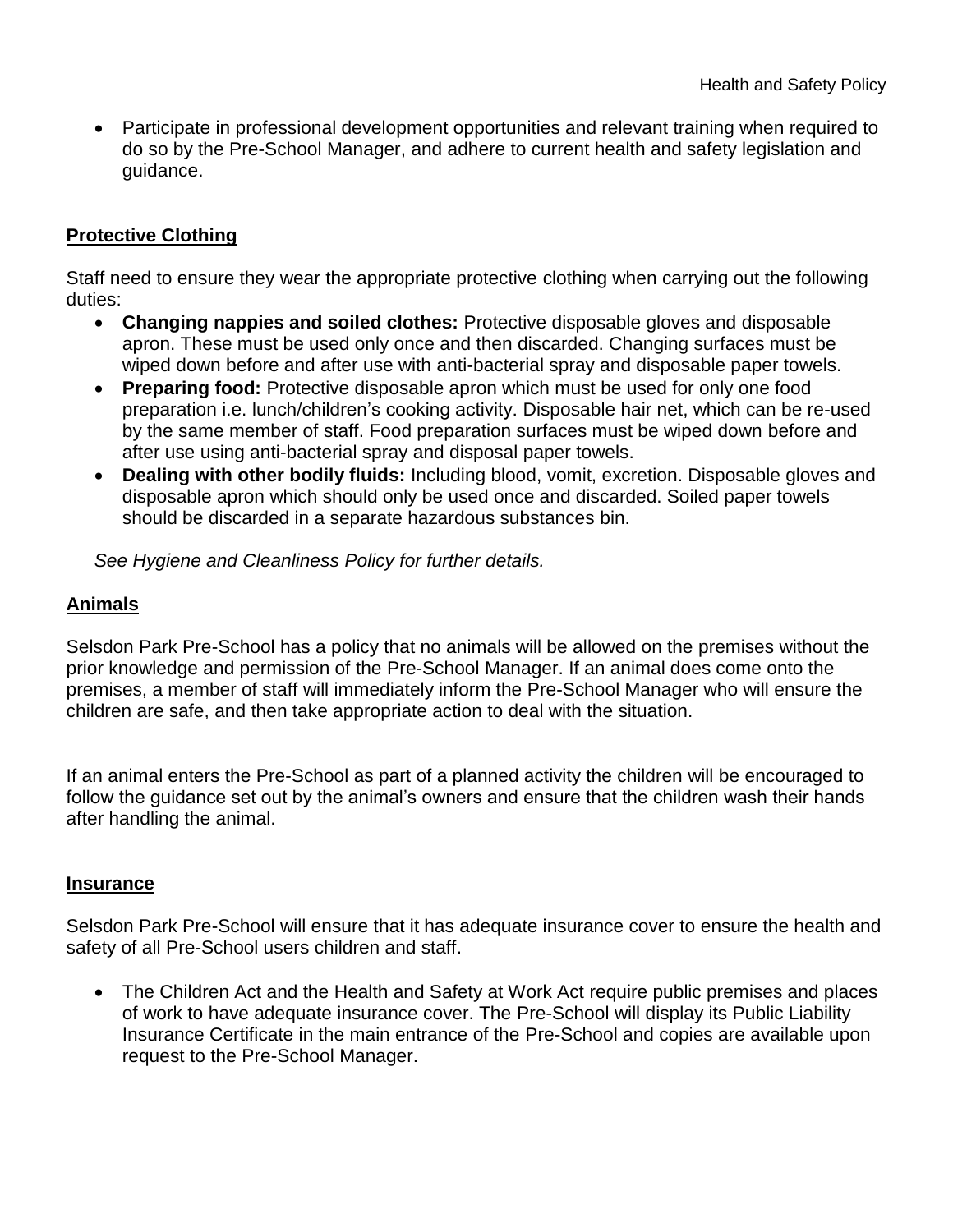- Participate in professional development opportunities and relevant training when required to do so by the Pre-School Manager, and adhere to current health and safety legislation and guidance.

## Protective Clothing

Staff need to ensure they wear the appropriate protective clothing when carrying out the following duties:

- **Changing nappies and soiled clothes:** Protective disposable gloves and disposable apron. These must be used only once and then discarded. Changing surfaces must be wiped down before and after use with anti-bacterial spray and disposable paper towels.
- **Preparing food:** Protective disposable apron which must be used for only one food preparation i.e. lunch/children's cooking activity. Disposable hair net, which can be re-used by the same member of staff. Food preparation surfaces must be wiped down before and after use using anti-bacterial spray and disposal paper towels.
- **Dealing with other bodily fluids:** Including blood, vomit, excretion. Disposable gloves and disposable apron which should only be used once and discarded. Soiled paper towels should be discarded in a separate hazardous substances bin.

*See Hygiene and Cleanliness Policy for further details.*

## Animals

Selsdon Park Pre-School has a policy that no animals will be allowed on the premises without the prior knowledge and permission of the Pre-School Manager. If an animal does come onto the premises, a member of staff will immediately inform the Pre-School Manager who will ensure the children are safe, and then take appropriate action to deal with the situation.

If an animal enters the Pre-School as part of a planned activity the children will be encouraged to follow the guidance set out by the animal's owners and ensure that the children wash their hands after handling the animal.

## Insurance

Selsdon Park Pre-School will ensure that it has adequate insurance cover to ensure the health and safety of all Pre-School users children and staff.

- The Children Act and the Health and Safety at Work Act require public premises and places of work to have adequate insurance cover. The Pre-School will display its Public Liability Insurance Certificate in the main entrance of the Pre-School and copies are available upon request to the Pre-School Manager.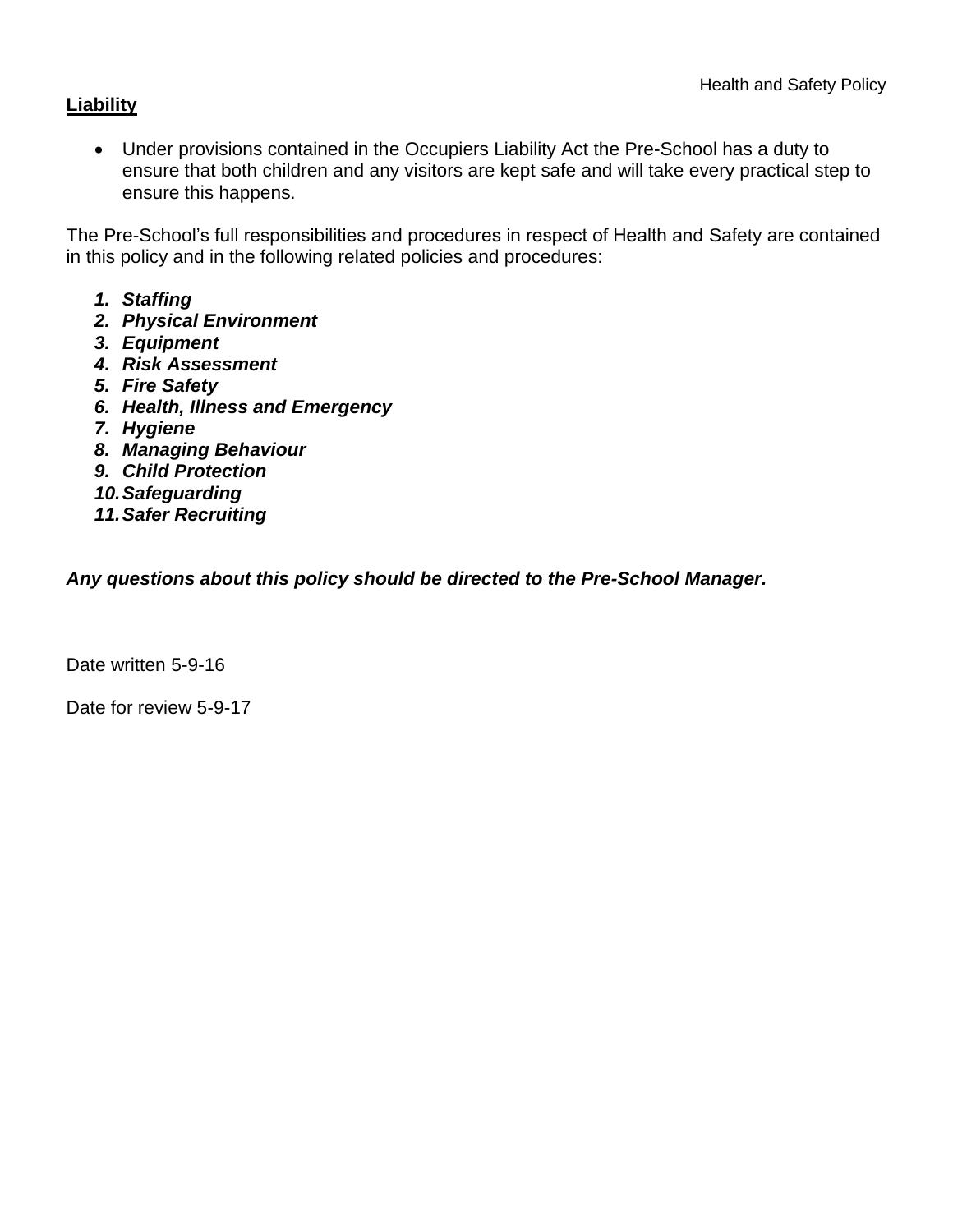**Liability**

- Under provisions contained in the Occupiers Liability Act the Pre-School has a duty to ensure that both children and any visitors are kept safe and will take every practical step to ensure this happens.

The Pre-School's full responsibilities and procedures in respect of Health and Safety are contained in this policy and in the following related policies and procedures:

1. ***Staffing***
2. ***Physical Environment***
3. ***Equipment***
4. ***Risk Assessment***
5. ***Fire Safety***
6. ***Health, Illness and Emergency***
7. ***Hygiene***
8. ***Managing Behaviour***
9. ***Child Protection***
10. ***Safeguarding***
11. ***Safer Recruiting***

***Any questions about this policy should be directed to the Pre-School Manager.***

Date written 5-9-16

Date for review 5-9-17